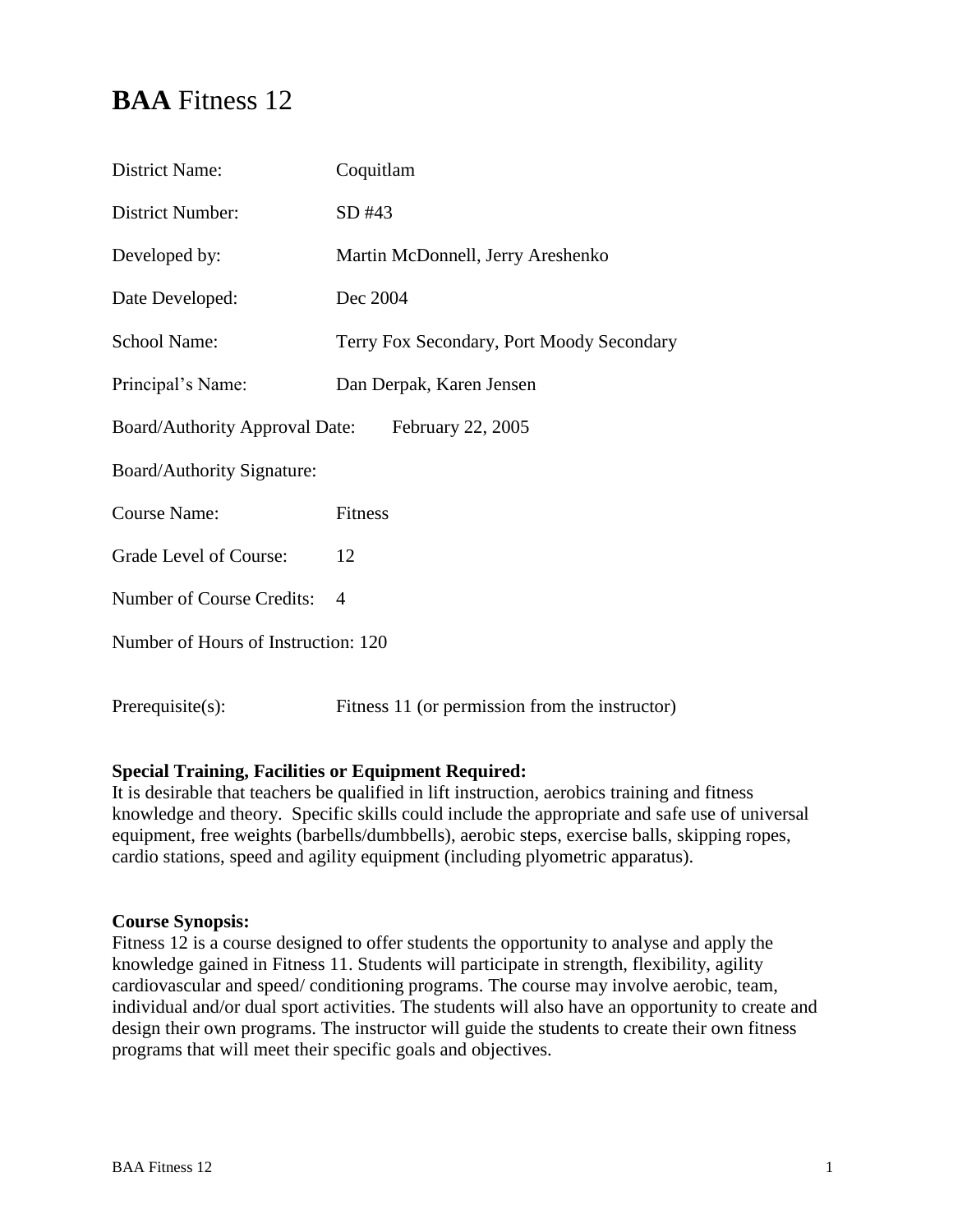# **BAA** Fitness 12

District Name: Coquitlam

District Number: SD #43

Developed by: Martin McDonnell, Jerry Areshenko

Date Developed: Dec 2004

School Name: Terry Fox Secondary, Port Moody Secondary

Principal's Name: Dan Derpak, Karen Jensen

Board/Authority Approval Date: February 22, 2005

Board/Authority Signature:

Course Name: Fitness

Grade Level of Course: 12

Number of Course Credits: 4

Number of Hours of Instruction: 120

Prerequisite(s): Fitness 11 (or permission from the instructor)

**Special Training, Facilities or Equipment Required:**
It is desirable that teachers be qualified in lift instruction, aerobics training and fitness knowledge and theory. Specific skills could include the appropriate and safe use of universal equipment, free weights (barbells/dumbbells), aerobic steps, exercise balls, skipping ropes, cardio stations, speed and agility equipment (including plyometric apparatus).

**Course Synopsis:**
Fitness 12 is a course designed to offer students the opportunity to analyse and apply the knowledge gained in Fitness 11. Students will participate in strength, flexibility, agility cardiovascular and speed/ conditioning programs. The course may involve aerobic, team, individual and/or dual sport activities. The students will also have an opportunity to create and design their own programs. The instructor will guide the students to create their own fitness programs that will meet their specific goals and objectives.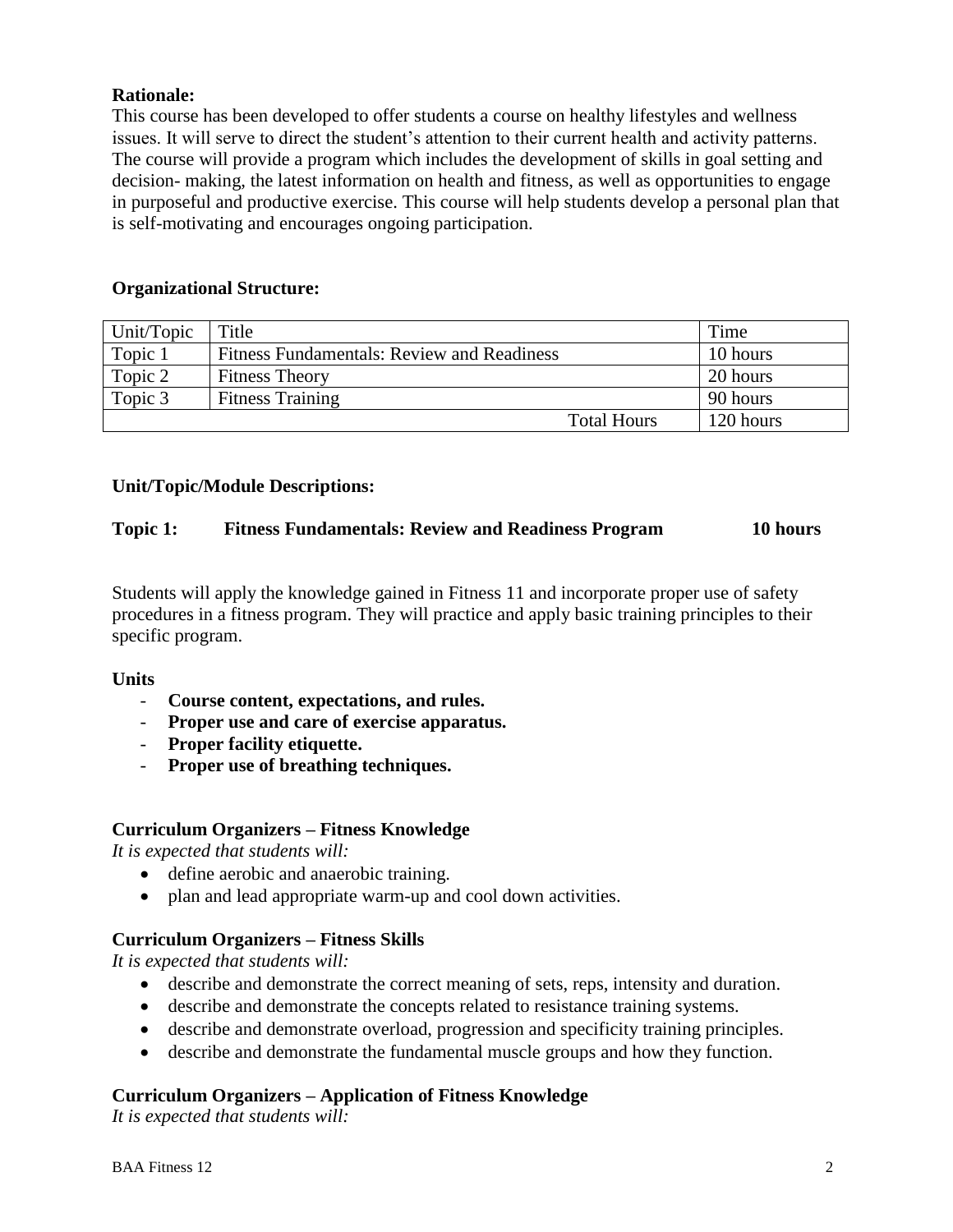**Rationale:**
This course has been developed to offer students a course on healthy lifestyles and wellness issues. It will serve to direct the student's attention to their current health and activity patterns. The course will provide a program which includes the development of skills in goal setting and decision- making, the latest information on health and fitness, as well as opportunities to engage in purposeful and productive exercise. This course will help students develop a personal plan that is self-motivating and encourages ongoing participation.

**Organizational Structure:**

| Unit/Topic | Title | Time |
|---|---|---|
| Topic 1 | Fitness Fundamentals: Review and Readiness | 10 hours |
| Topic 2 | Fitness Theory | 20 hours |
| Topic 3 | Fitness Training | 90 hours |
| | Total Hours | 120 hours |

**Unit/Topic/Module Descriptions:**

**Topic 1: Fitness Fundamentals: Review and Readiness Program 10 hours**

Students will apply the knowledge gained in Fitness 11 and incorporate proper use of safety procedures in a fitness program. They will practice and apply basic training principles to their specific program.

**Units**

- **Course content, expectations, and rules.**
- **Proper use and care of exercise apparatus.**
- **Proper facility etiquette.**
- **Proper use of breathing techniques.**

**Curriculum Organizers – Fitness Knowledge**

*It is expected that students will:*

- define aerobic and anaerobic training.
- plan and lead appropriate warm-up and cool down activities.

**Curriculum Organizers – Fitness Skills**

*It is expected that students will:*

- describe and demonstrate the correct meaning of sets, reps, intensity and duration.
- describe and demonstrate the concepts related to resistance training systems.
- describe and demonstrate overload, progression and specificity training principles.
- describe and demonstrate the fundamental muscle groups and how they function.

**Curriculum Organizers – Application of Fitness Knowledge**

*It is expected that students will:*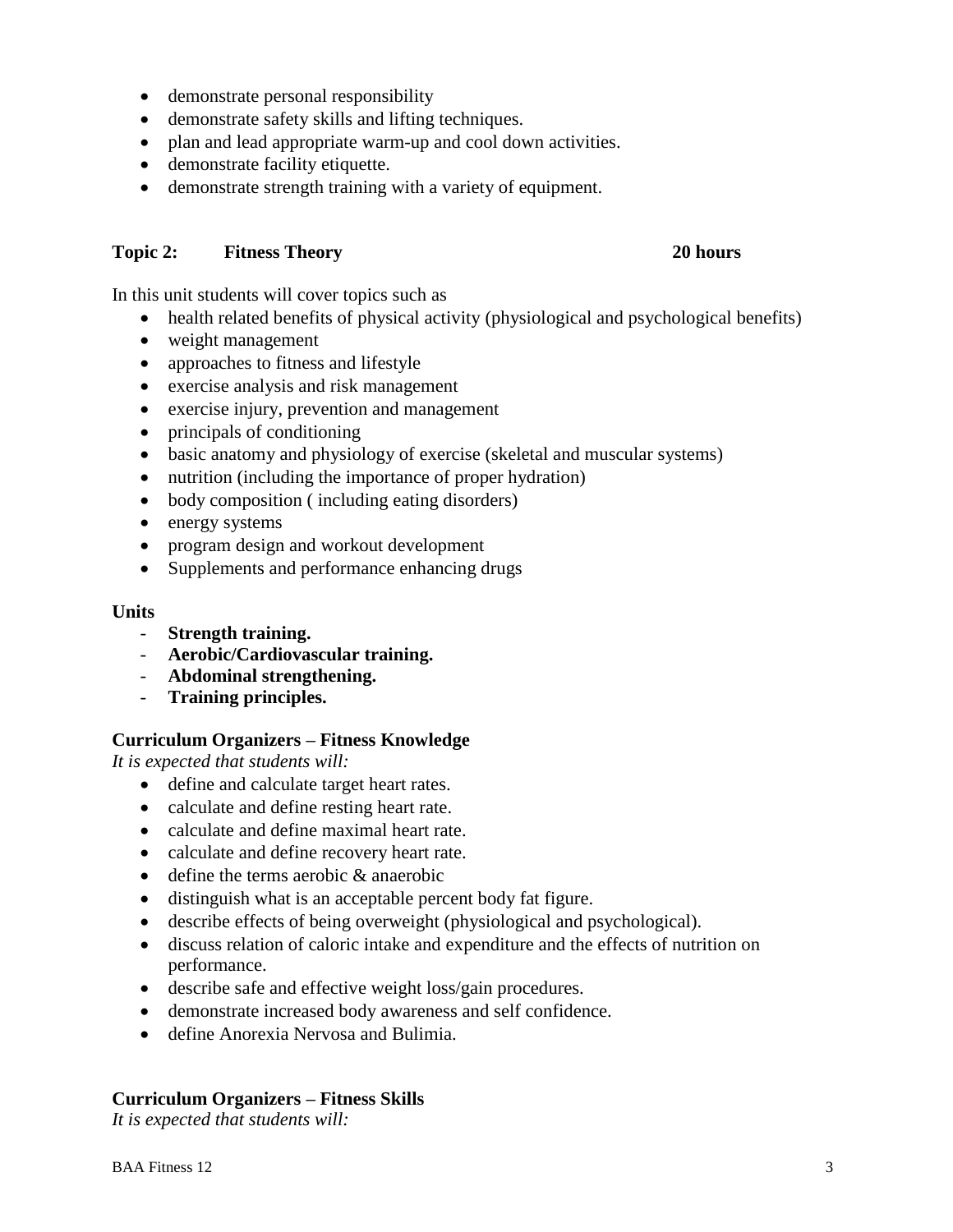- demonstrate personal responsibility
- demonstrate safety skills and lifting techniques.
- plan and lead appropriate warm-up and cool down activities.
- demonstrate facility etiquette.
- demonstrate strength training with a variety of equipment.

**Topic 2: Fitness Theory 20 hours**

In this unit students will cover topics such as

- health related benefits of physical activity (physiological and psychological benefits)
- weight management
- approaches to fitness and lifestyle
- exercise analysis and risk management
- exercise injury, prevention and management
- principals of conditioning
- basic anatomy and physiology of exercise (skeletal and muscular systems)
- nutrition (including the importance of proper hydration)
- body composition ( including eating disorders)
- energy systems
- program design and workout development
- Supplements and performance enhancing drugs

**Units**

- **Strength training.**
- **Aerobic/Cardiovascular training.**
- **Abdominal strengthening.**
- **Training principles.**

**Curriculum Organizers – Fitness Knowledge**

*It is expected that students will:*

- define and calculate target heart rates.
- calculate and define resting heart rate.
- calculate and define maximal heart rate.
- calculate and define recovery heart rate.
- define the terms aerobic & anaerobic
- distinguish what is an acceptable percent body fat figure.
- describe effects of being overweight (physiological and psychological).
- discuss relation of caloric intake and expenditure and the effects of nutrition on performance.
- describe safe and effective weight loss/gain procedures.
- demonstrate increased body awareness and self confidence.
- define Anorexia Nervosa and Bulimia.

**Curriculum Organizers – Fitness Skills**

*It is expected that students will:*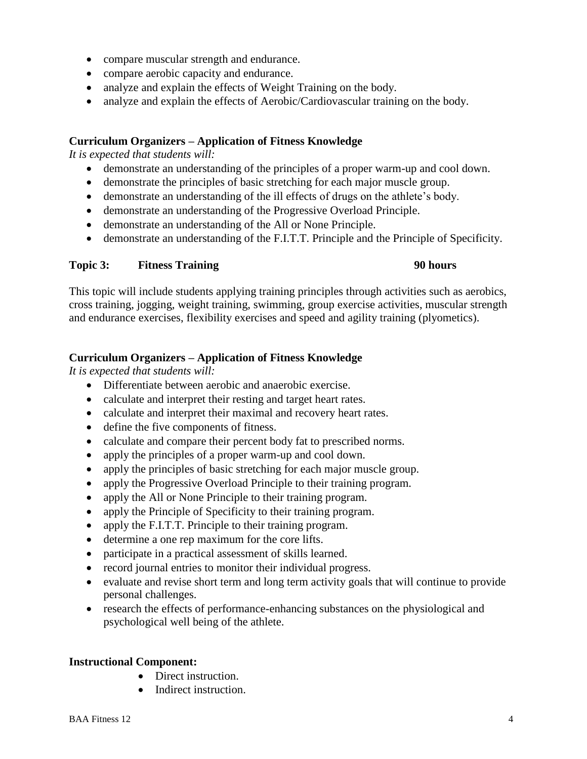- compare muscular strength and endurance.
- compare aerobic capacity and endurance.
- analyze and explain the effects of Weight Training on the body.
- analyze and explain the effects of Aerobic/Cardiovascular training on the body.

**Curriculum Organizers – Application of Fitness Knowledge**
*It is expected that students will:*

- demonstrate an understanding of the principles of a proper warm-up and cool down.
- demonstrate the principles of basic stretching for each major muscle group.
- demonstrate an understanding of the ill effects of drugs on the athlete's body.
- demonstrate an understanding of the Progressive Overload Principle.
- demonstrate an understanding of the All or None Principle.
- demonstrate an understanding of the F.I.T.T. Principle and the Principle of Specificity.

**Topic 3: Fitness Training 90 hours**

This topic will include students applying training principles through activities such as aerobics, cross training, jogging, weight training, swimming, group exercise activities, muscular strength and endurance exercises, flexibility exercises and speed and agility training (plyometics).

**Curriculum Organizers – Application of Fitness Knowledge**
*It is expected that students will:*

- Differentiate between aerobic and anaerobic exercise.
- calculate and interpret their resting and target heart rates.
- calculate and interpret their maximal and recovery heart rates.
- define the five components of fitness.
- calculate and compare their percent body fat to prescribed norms.
- apply the principles of a proper warm-up and cool down.
- apply the principles of basic stretching for each major muscle group.
- apply the Progressive Overload Principle to their training program.
- apply the All or None Principle to their training program.
- apply the Principle of Specificity to their training program.
- apply the F.I.T.T. Principle to their training program.
- determine a one rep maximum for the core lifts.
- participate in a practical assessment of skills learned.
- record journal entries to monitor their individual progress.
- evaluate and revise short term and long term activity goals that will continue to provide personal challenges.
- research the effects of performance-enhancing substances on the physiological and psychological well being of the athlete.

**Instructional Component:**

- Direct instruction.
- Indirect instruction.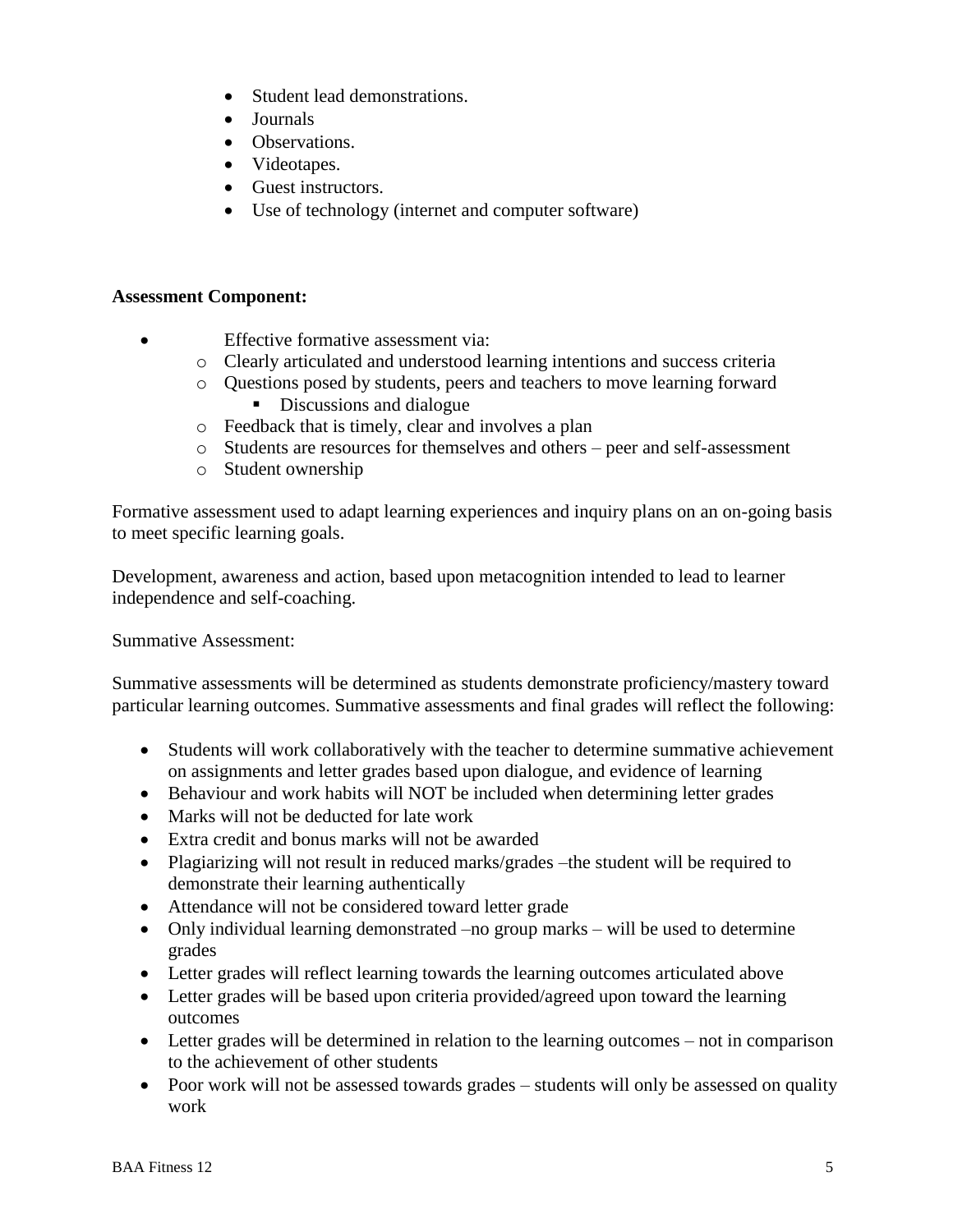- Student lead demonstrations.
- Journals
- Observations.
- Videotapes.
- Guest instructors.
- Use of technology (internet and computer software)

**Assessment Component:**

- Effective formative assessment via:
  - Clearly articulated and understood learning intentions and success criteria
  - Questions posed by students, peers and teachers to move learning forward
    - Discussions and dialogue
  - Feedback that is timely, clear and involves a plan
  - Students are resources for themselves and others – peer and self-assessment
  - Student ownership

Formative assessment used to adapt learning experiences and inquiry plans on an on-going basis to meet specific learning goals.

Development, awareness and action, based upon metacognition intended to lead to learner independence and self-coaching.

Summative Assessment:

Summative assessments will be determined as students demonstrate proficiency/mastery toward particular learning outcomes. Summative assessments and final grades will reflect the following:

- Students will work collaboratively with the teacher to determine summative achievement on assignments and letter grades based upon dialogue, and evidence of learning
- Behaviour and work habits will NOT be included when determining letter grades
- Marks will not be deducted for late work
- Extra credit and bonus marks will not be awarded
- Plagiarizing will not result in reduced marks/grades –the student will be required to demonstrate their learning authentically
- Attendance will not be considered toward letter grade
- Only individual learning demonstrated –no group marks – will be used to determine grades
- Letter grades will reflect learning towards the learning outcomes articulated above
- Letter grades will be based upon criteria provided/agreed upon toward the learning outcomes
- Letter grades will be determined in relation to the learning outcomes – not in comparison to the achievement of other students
- Poor work will not be assessed towards grades – students will only be assessed on quality work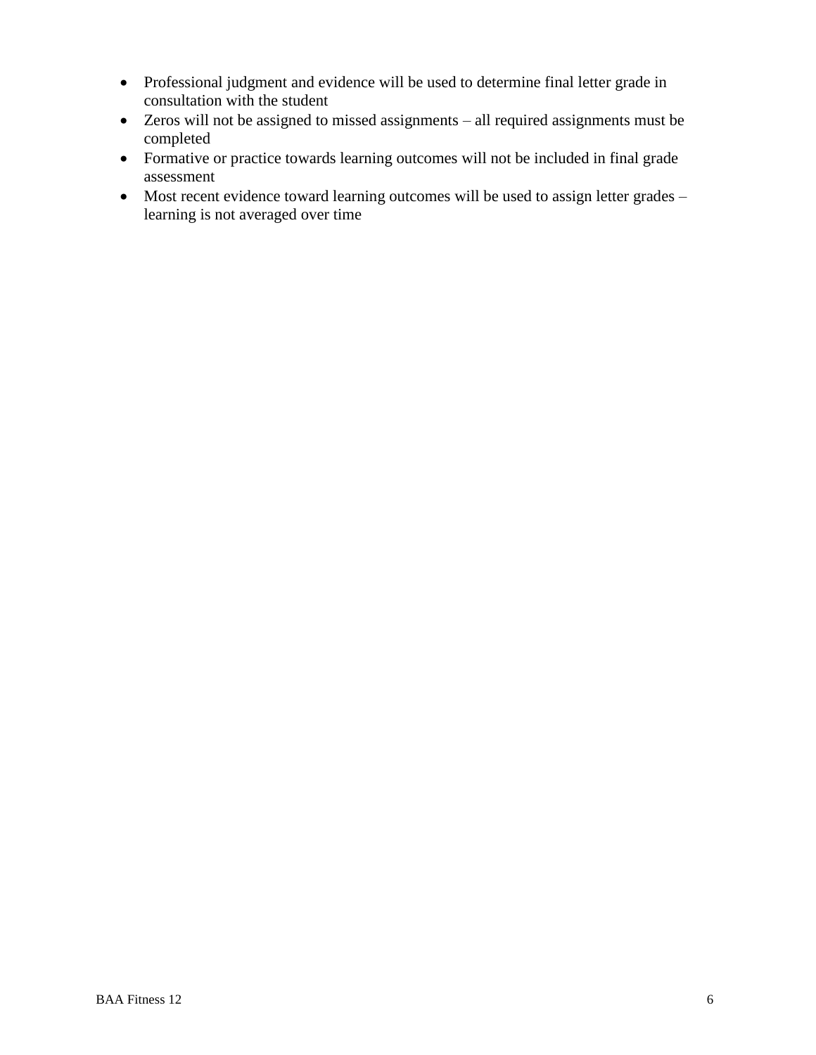- Professional judgment and evidence will be used to determine final letter grade in consultation with the student
- Zeros will not be assigned to missed assignments – all required assignments must be completed
- Formative or practice towards learning outcomes will not be included in final grade assessment
- Most recent evidence toward learning outcomes will be used to assign letter grades – learning is not averaged over time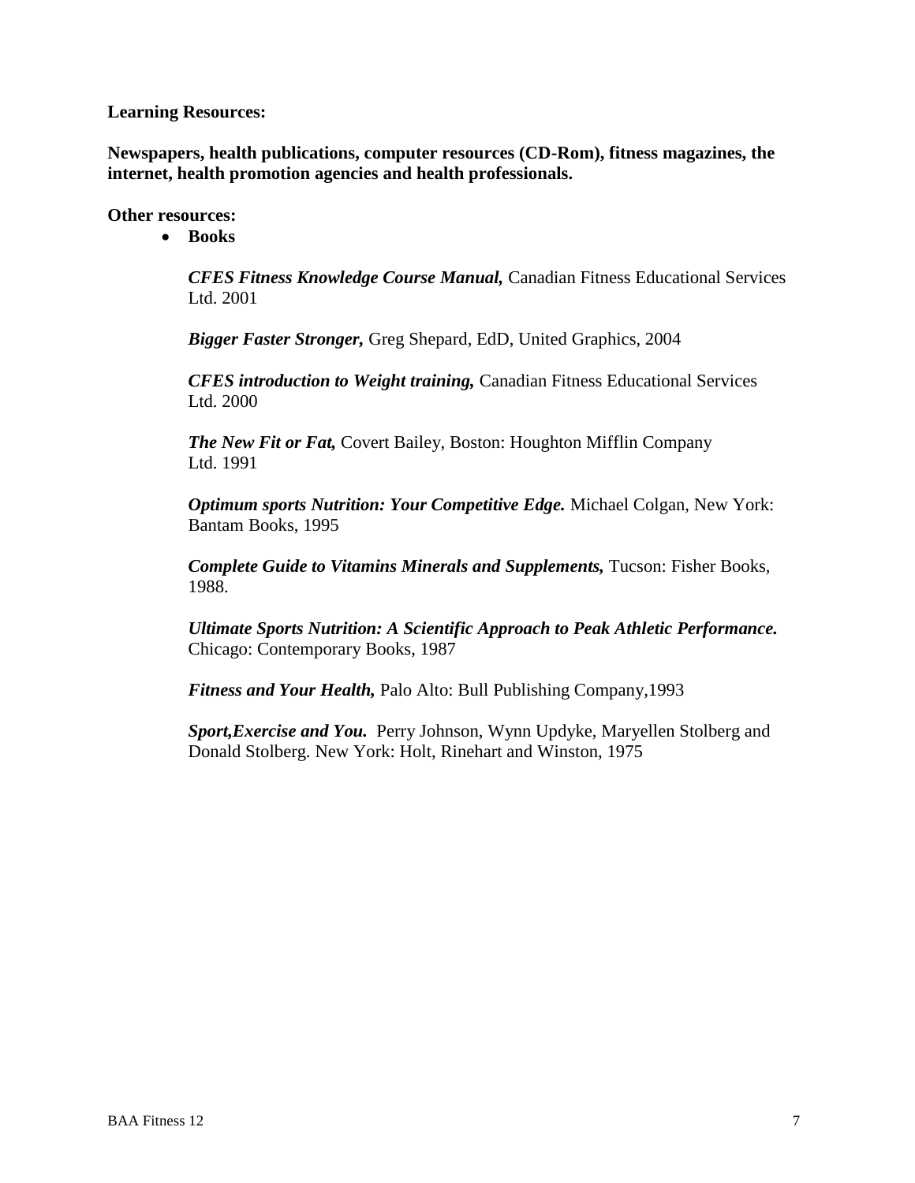**Learning Resources:**

**Newspapers, health publications, computer resources (CD-Rom), fitness magazines, the internet, health promotion agencies and health professionals.**

**Other resources:**

- **Books**

  ***CFES Fitness Knowledge Course Manual,*** Canadian Fitness Educational Services Ltd. 2001

  ***Bigger Faster Stronger,*** Greg Shepard, EdD, United Graphics, 2004

  ***CFES introduction to Weight training,*** Canadian Fitness Educational Services Ltd. 2000

  ***The New Fit or Fat,*** Covert Bailey, Boston: Houghton Mifflin Company Ltd. 1991

  ***Optimum sports Nutrition: Your Competitive Edge.*** Michael Colgan, New York: Bantam Books, 1995

  ***Complete Guide to Vitamins Minerals and Supplements,*** Tucson: Fisher Books, 1988.

  ***Ultimate Sports Nutrition: A Scientific Approach to Peak Athletic Performance.*** Chicago: Contemporary Books, 1987

  ***Fitness and Your Health,*** Palo Alto: Bull Publishing Company,1993

  ***Sport,Exercise and You.*** Perry Johnson, Wynn Updyke, Maryellen Stolberg and Donald Stolberg. New York: Holt, Rinehart and Winston, 1975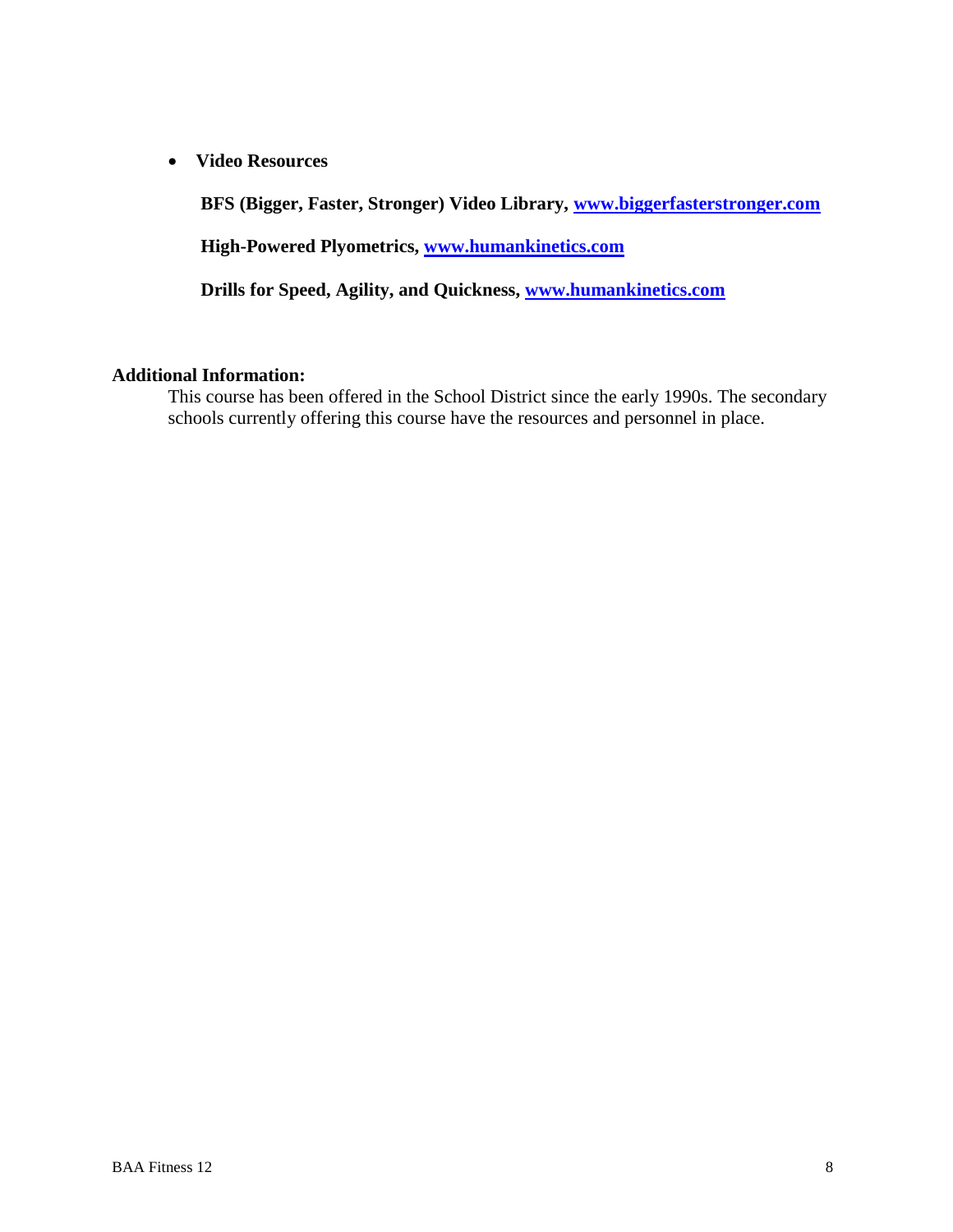- **Video Resources**

  **BFS (Bigger, Faster, Stronger) Video Library, [www.biggerfasterstronger.com](http://www.biggerfasterstronger.com)**

  **High-Powered Plyometrics, [www.humankinetics.com](http://www.humankinetics.com)**

  **Drills for Speed, Agility, and Quickness, [www.humankinetics.com](http://www.humankinetics.com)**

**Additional Information:**

This course has been offered in the School District since the early 1990s. The secondary schools currently offering this course have the resources and personnel in place.